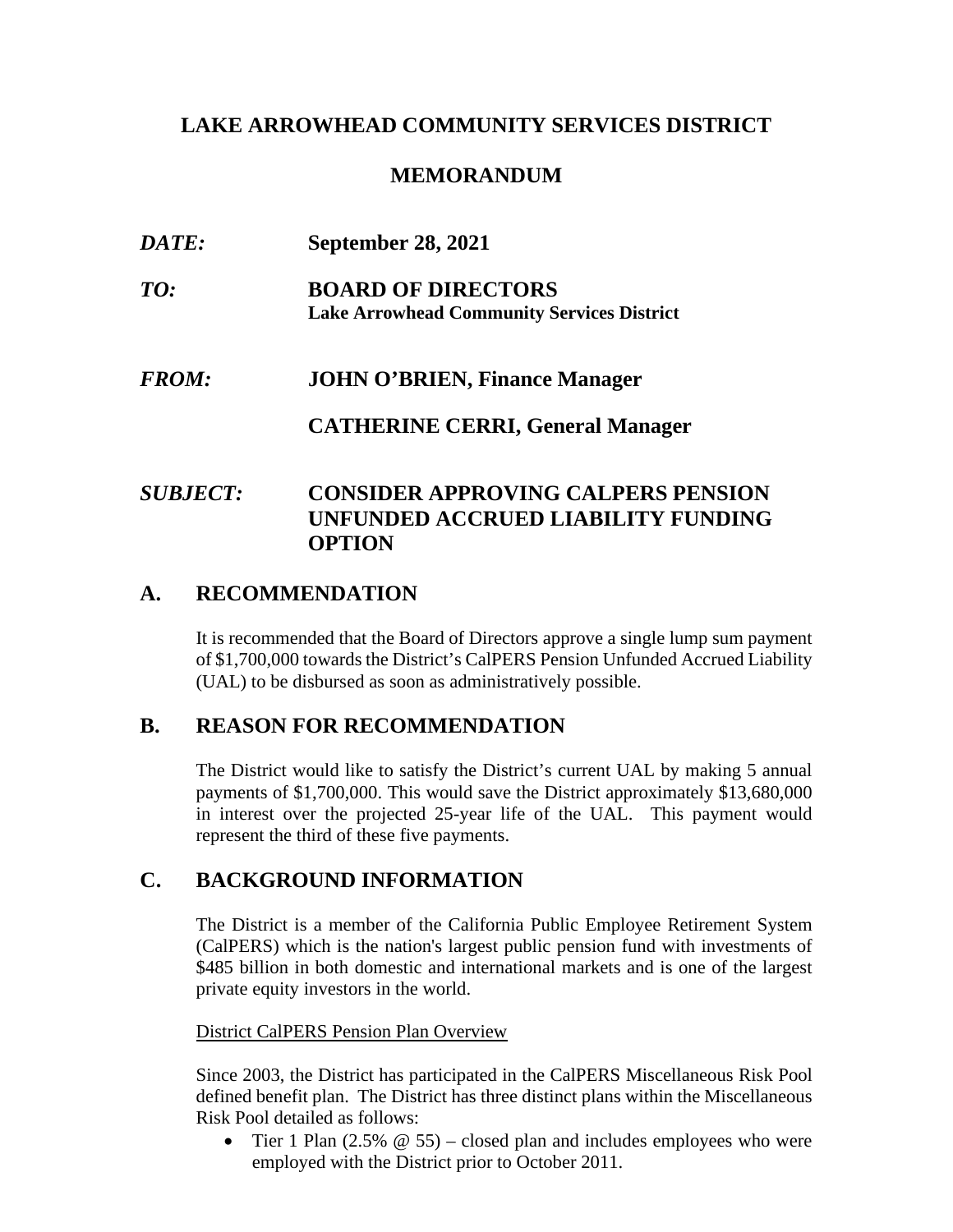# LAKE ARROWHEAD COMMUNITY SERVICES DISTRICT

## MEMORANDUM

***DATE:*** **September 28, 2021**

***TO:*** **BOARD OF DIRECTORS**
**Lake Arrowhead Community Services District**

***FROM:*** **JOHN O'BRIEN, Finance Manager**

**CATHERINE CERRI, General Manager**

***SUBJECT:*** **CONSIDER APPROVING CALPERS PENSION UNFUNDED ACCRUED LIABILITY FUNDING OPTION**

## A. RECOMMENDATION

It is recommended that the Board of Directors approve a single lump sum payment of $1,700,000 towards the District's CalPERS Pension Unfunded Accrued Liability (UAL) to be disbursed as soon as administratively possible.

## B. REASON FOR RECOMMENDATION

The District would like to satisfy the District's current UAL by making 5 annual payments of $1,700,000. This would save the District approximately $13,680,000 in interest over the projected 25-year life of the UAL. This payment would represent the third of these five payments.

## C. BACKGROUND INFORMATION

The District is a member of the California Public Employee Retirement System (CalPERS) which is the nation's largest public pension fund with investments of $485 billion in both domestic and international markets and is one of the largest private equity investors in the world.

District CalPERS Pension Plan Overview

Since 2003, the District has participated in the CalPERS Miscellaneous Risk Pool defined benefit plan. The District has three distinct plans within the Miscellaneous Risk Pool detailed as follows:

- Tier 1 Plan (2.5% @ 55) – closed plan and includes employees who were employed with the District prior to October 2011.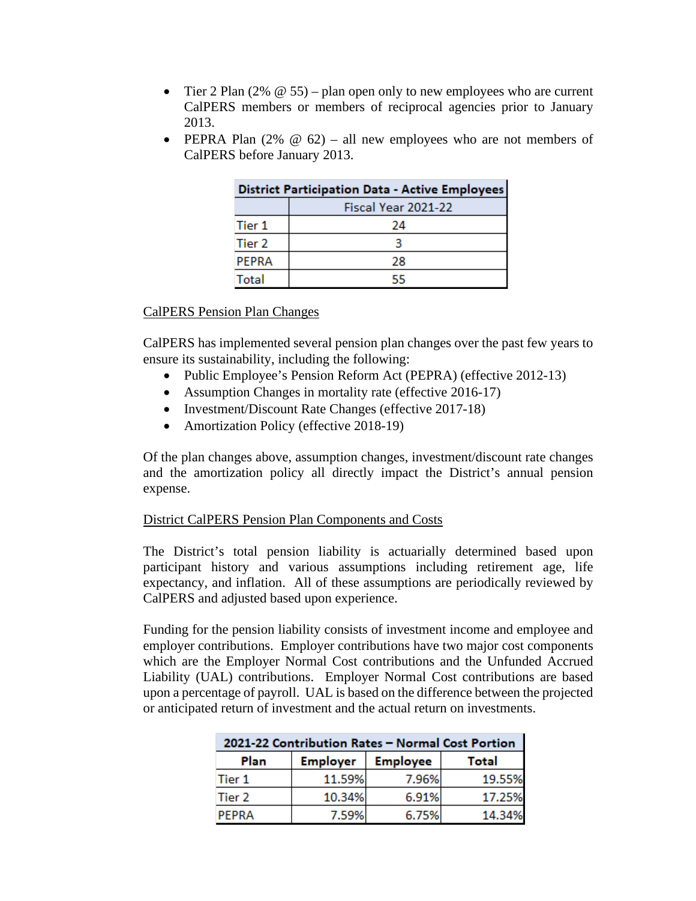- Tier 2 Plan (2% @ 55) – plan open only to new employees who are current CalPERS members or members of reciprocal agencies prior to January 2013.
- PEPRA Plan (2% @ 62) – all new employees who are not members of CalPERS before January 2013.

| District Participation Data - Active Employees | |
|---|---|
| | Fiscal Year 2021-22 |
| Tier 1 | 24 |
| Tier 2 | 3 |
| PEPRA | 28 |
| Total | 55 |

CalPERS Pension Plan Changes

CalPERS has implemented several pension plan changes over the past few years to ensure its sustainability, including the following:

- Public Employee's Pension Reform Act (PEPRA) (effective 2012-13)
- Assumption Changes in mortality rate (effective 2016-17)
- Investment/Discount Rate Changes (effective 2017-18)
- Amortization Policy (effective 2018-19)

Of the plan changes above, assumption changes, investment/discount rate changes and the amortization policy all directly impact the District's annual pension expense.

District CalPERS Pension Plan Components and Costs

The District's total pension liability is actuarially determined based upon participant history and various assumptions including retirement age, life expectancy, and inflation. All of these assumptions are periodically reviewed by CalPERS and adjusted based upon experience.

Funding for the pension liability consists of investment income and employee and employer contributions. Employer contributions have two major cost components which are the Employer Normal Cost contributions and the Unfunded Accrued Liability (UAL) contributions. Employer Normal Cost contributions are based upon a percentage of payroll. UAL is based on the difference between the projected or anticipated return of investment and the actual return on investments.

| 2021-22 Contribution Rates – Normal Cost Portion | | | |
|---|---|---|---|
| Plan | Employer | Employee | Total |
| Tier 1 | 11.59% | 7.96% | 19.55% |
| Tier 2 | 10.34% | 6.91% | 17.25% |
| PEPRA | 7.59% | 6.75% | 14.34% |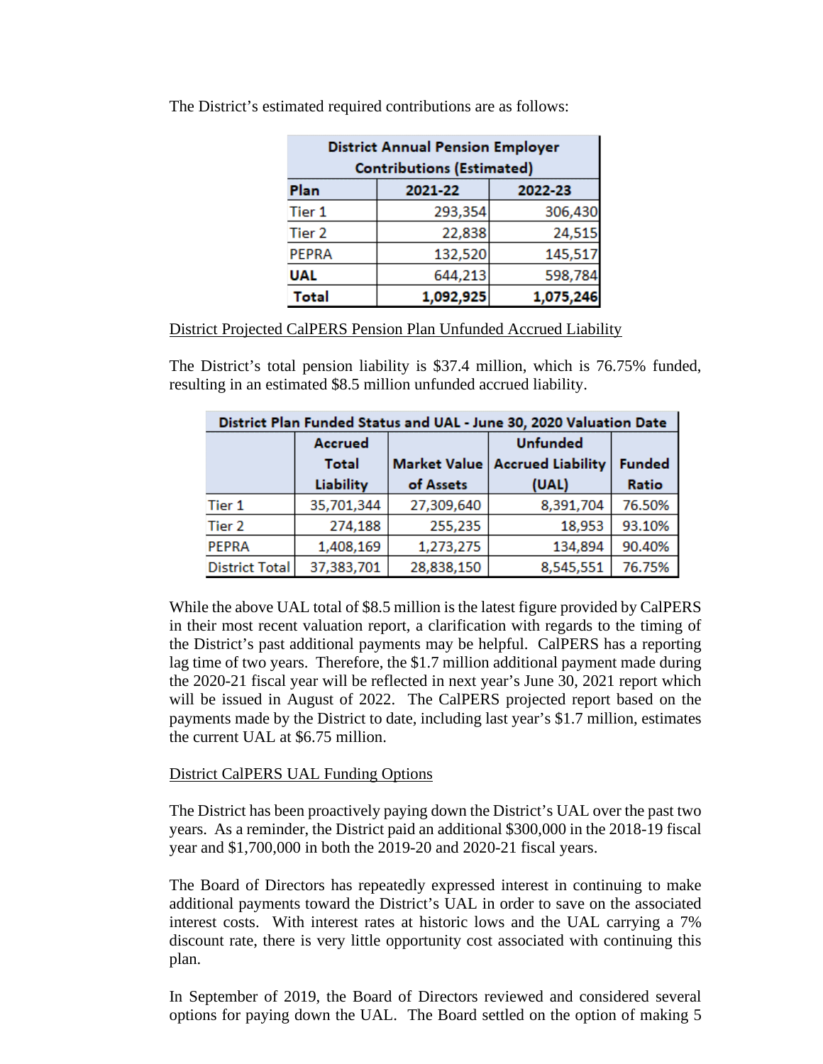The District's estimated required contributions are as follows:

| District Annual Pension Employer Contributions (Estimated) | | |
|---|---|---|
| **Plan** | **2021-22** | **2022-23** |
| Tier 1 | 293,354 | 306,430 |
| Tier 2 | 22,838 | 24,515 |
| PEPRA | 132,520 | 145,517 |
| **UAL** | 644,213 | 598,784 |
| **Total** | **1,092,925** | **1,075,246** |

District Projected CalPERS Pension Plan Unfunded Accrued Liability

The District's total pension liability is $37.4 million, which is 76.75% funded, resulting in an estimated $8.5 million unfunded accrued liability.

| District Plan Funded Status and UAL - June 30, 2020 Valuation Date | | | | |
|---|---|---|---|---|
| | **Accrued Total Liability** | **Market Value of Assets** | **Unfunded Accrued Liability (UAL)** | **Funded Ratio** |
| Tier 1 | 35,701,344 | 27,309,640 | 8,391,704 | 76.50% |
| Tier 2 | 274,188 | 255,235 | 18,953 | 93.10% |
| PEPRA | 1,408,169 | 1,273,275 | 134,894 | 90.40% |
| District Total | 37,383,701 | 28,838,150 | 8,545,551 | 76.75% |

While the above UAL total of $8.5 million is the latest figure provided by CalPERS in their most recent valuation report, a clarification with regards to the timing of the District's past additional payments may be helpful. CalPERS has a reporting lag time of two years. Therefore, the $1.7 million additional payment made during the 2020-21 fiscal year will be reflected in next year's June 30, 2021 report which will be issued in August of 2022. The CalPERS projected report based on the payments made by the District to date, including last year's $1.7 million, estimates the current UAL at $6.75 million.

District CalPERS UAL Funding Options

The District has been proactively paying down the District's UAL over the past two years. As a reminder, the District paid an additional $300,000 in the 2018-19 fiscal year and $1,700,000 in both the 2019-20 and 2020-21 fiscal years.

The Board of Directors has repeatedly expressed interest in continuing to make additional payments toward the District's UAL in order to save on the associated interest costs. With interest rates at historic lows and the UAL carrying a 7% discount rate, there is very little opportunity cost associated with continuing this plan.

In September of 2019, the Board of Directors reviewed and considered several options for paying down the UAL. The Board settled on the option of making 5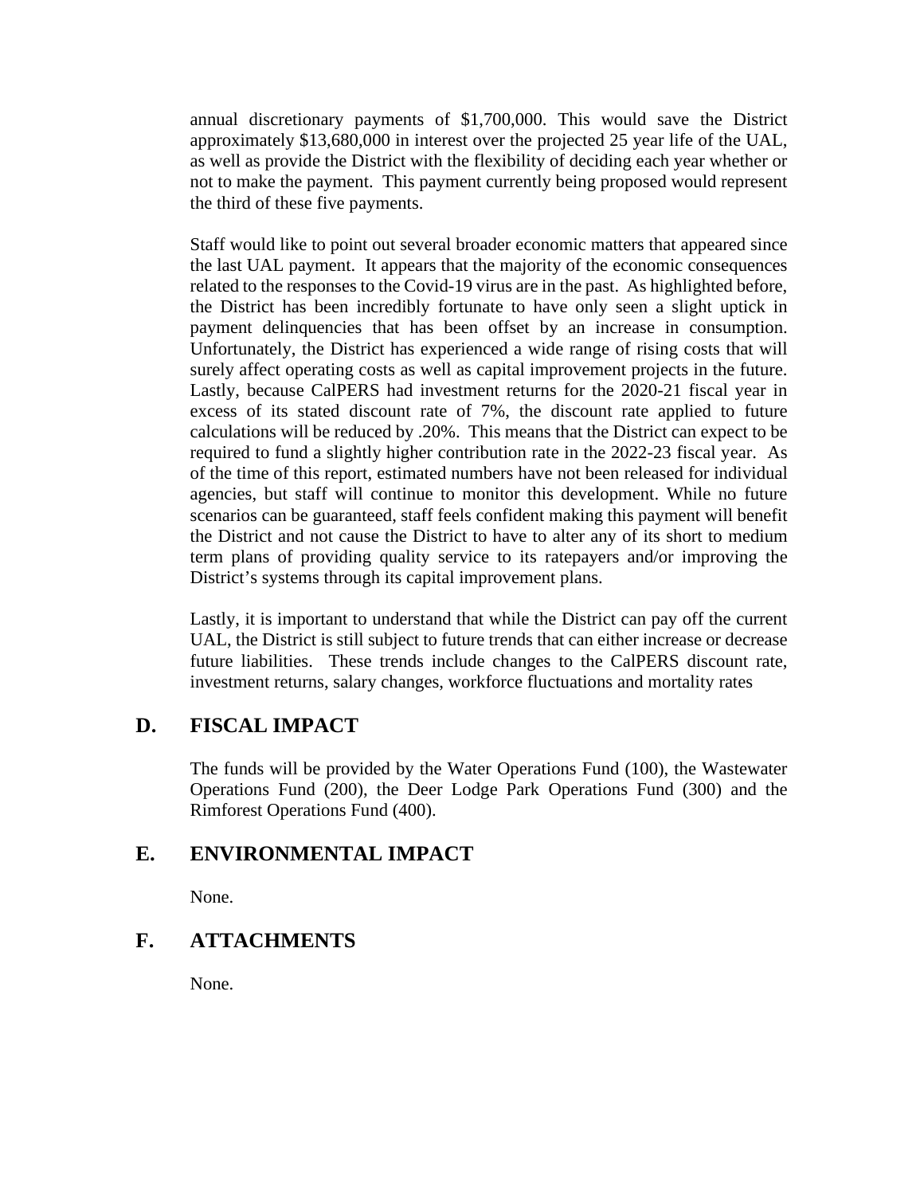annual discretionary payments of $1,700,000. This would save the District approximately $13,680,000 in interest over the projected 25 year life of the UAL, as well as provide the District with the flexibility of deciding each year whether or not to make the payment. This payment currently being proposed would represent the third of these five payments.

Staff would like to point out several broader economic matters that appeared since the last UAL payment. It appears that the majority of the economic consequences related to the responses to the Covid-19 virus are in the past. As highlighted before, the District has been incredibly fortunate to have only seen a slight uptick in payment delinquencies that has been offset by an increase in consumption. Unfortunately, the District has experienced a wide range of rising costs that will surely affect operating costs as well as capital improvement projects in the future. Lastly, because CalPERS had investment returns for the 2020-21 fiscal year in excess of its stated discount rate of 7%, the discount rate applied to future calculations will be reduced by .20%. This means that the District can expect to be required to fund a slightly higher contribution rate in the 2022-23 fiscal year. As of the time of this report, estimated numbers have not been released for individual agencies, but staff will continue to monitor this development. While no future scenarios can be guaranteed, staff feels confident making this payment will benefit the District and not cause the District to have to alter any of its short to medium term plans of providing quality service to its ratepayers and/or improving the District's systems through its capital improvement plans.

Lastly, it is important to understand that while the District can pay off the current UAL, the District is still subject to future trends that can either increase or decrease future liabilities. These trends include changes to the CalPERS discount rate, investment returns, salary changes, workforce fluctuations and mortality rates

## D. FISCAL IMPACT

The funds will be provided by the Water Operations Fund (100), the Wastewater Operations Fund (200), the Deer Lodge Park Operations Fund (300) and the Rimforest Operations Fund (400).

## E. ENVIRONMENTAL IMPACT

None.

## F. ATTACHMENTS

None.